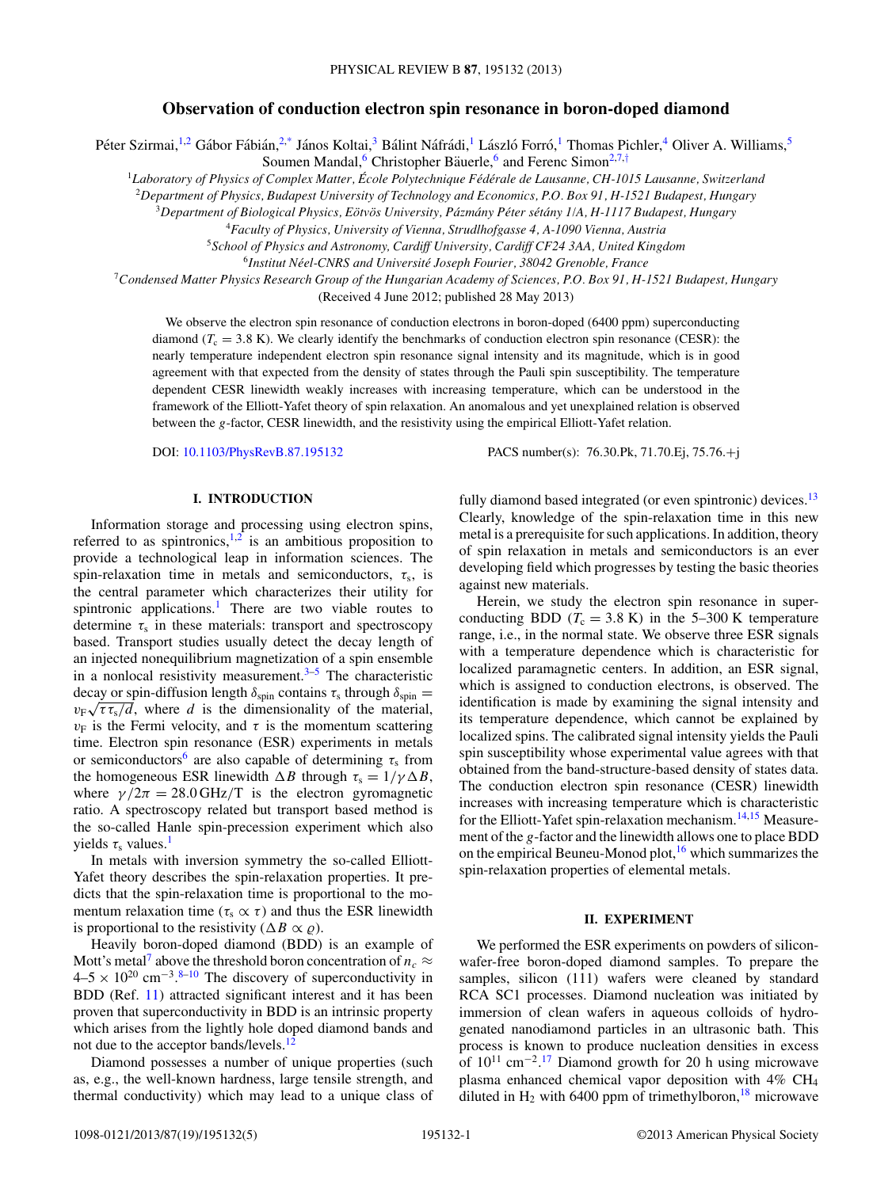# Observation of conduction electron spin resonance in boron-doped diamond

Péter Szirmai,[1,2] Gábor Fábián,[2,*] János Koltai,[3] Bálint Náfrádi,[1] László Forró,[1] Thomas Pichler,[4] Oliver A. Williams,[5] Soumen Mandal,[6] Christopher Bäuerle,[6] and Ferenc Simon[2,7,†]

[1]*Laboratory of Physics of Complex Matter, École Polytechnique Fédérale de Lausanne, CH-1015 Lausanne, Switzerland*
[2]*Department of Physics, Budapest University of Technology and Economics, P.O. Box 91, H-1521 Budapest, Hungary*
[3]*Department of Biological Physics, Eötvös University, Pázmány Péter sétány 1/A, H-1117 Budapest, Hungary*
[4]*Faculty of Physics, University of Vienna, Strudlhofgasse 4, A-1090 Vienna, Austria*
[5]*School of Physics and Astronomy, Cardiff University, Cardiff CF24 3AA, United Kingdom*
[6]*Institut Néel-CNRS and Université Joseph Fourier, 38042 Grenoble, France*
[7]*Condensed Matter Physics Research Group of the Hungarian Academy of Sciences, P.O. Box 91, H-1521 Budapest, Hungary*

(Received 4 June 2012; published 28 May 2013)

We observe the electron spin resonance of conduction electrons in boron-doped (6400 ppm) superconducting diamond ($T_c = 3.8$ K). We clearly identify the benchmarks of conduction electron spin resonance (CESR): the nearly temperature independent electron spin resonance signal intensity and its magnitude, which is in good agreement with that expected from the density of states through the Pauli spin susceptibility. The temperature dependent CESR linewidth weakly increases with increasing temperature, which can be understood in the framework of the Elliott-Yafet theory of spin relaxation. An anomalous and yet unexplained relation is observed between the $g$-factor, CESR linewidth, and the resistivity using the empirical Elliott-Yafet relation.

DOI: 10.1103/PhysRevB.87.195132 PACS number(s): 76.30.Pk, 71.70.Ej, 75.76.+j

## I. INTRODUCTION

Information storage and processing using electron spins, referred to as spintronics,[1,2] is an ambitious proposition to provide a technological leap in information sciences. The spin-relaxation time in metals and semiconductors, $\tau_s$, is the central parameter which characterizes their utility for spintronic applications.[1] There are two viable routes to determine $\tau_s$ in these materials: transport and spectroscopy based. Transport studies usually detect the decay length of an injected nonequilibrium magnetization of a spin ensemble in a nonlocal resistivity measurement.[3–5] The characteristic decay or spin-diffusion length $\delta_{\text{spin}}$ contains $\tau_s$ through $\delta_{\text{spin}} = v_F\sqrt{\tau\tau_s/d}$, where $d$ is the dimensionality of the material, $v_F$ is the Fermi velocity, and $\tau$ is the momentum scattering time. Electron spin resonance (ESR) experiments in metals or semiconductors[6] are also capable of determining $\tau_s$ from the homogeneous ESR linewidth $\Delta B$ through $\tau_s = 1/\gamma\Delta B$, where $\gamma/2\pi = 28.0\,\text{GHz/T}$ is the electron gyromagnetic ratio. A spectroscopy related but transport based method is the so-called Hanle spin-precession experiment which also yields $\tau_s$ values.[1]

In metals with inversion symmetry the so-called Elliott-Yafet theory describes the spin-relaxation properties. It predicts that the spin-relaxation time is proportional to the momentum relaxation time ($\tau_s \propto \tau$) and thus the ESR linewidth is proportional to the resistivity ($\Delta B \propto \varrho$).

Heavily boron-doped diamond (BDD) is an example of Mott's metal[7] above the threshold boron concentration of $n_c \approx$ 4–5 $\times 10^{20}$ cm$^{-3}$.[8–10] The discovery of superconductivity in BDD (Ref. 11) attracted significant interest and it has been proven that superconductivity in BDD is an intrinsic property which arises from the lightly hole doped diamond bands and not due to the acceptor bands/levels.[12]

Diamond possesses a number of unique properties (such as, e.g., the well-known hardness, large tensile strength, and thermal conductivity) which may lead to a unique class of fully diamond based integrated (or even spintronic) devices.[13] Clearly, knowledge of the spin-relaxation time in this new metal is a prerequisite for such applications. In addition, theory of spin relaxation in metals and semiconductors is an ever developing field which progresses by testing the basic theories against new materials.

Herein, we study the electron spin resonance in superconducting BDD ($T_c = 3.8$ K) in the 5–300 K temperature range, i.e., in the normal state. We observe three ESR signals with a temperature dependence which is characteristic for localized paramagnetic centers. In addition, an ESR signal, which is assigned to conduction electrons, is observed. The identification is made by examining the signal intensity and its temperature dependence, which cannot be explained by localized spins. The calibrated signal intensity yields the Pauli spin susceptibility whose experimental value agrees with that obtained from the band-structure-based density of states data. The conduction electron spin resonance (CESR) linewidth increases with increasing temperature which is characteristic for the Elliott-Yafet spin-relaxation mechanism.[14,15] Measurement of the $g$-factor and the linewidth allows one to place BDD on the empirical Beuneu-Monod plot,[16] which summarizes the spin-relaxation properties of elemental metals.

## II. EXPERIMENT

We performed the ESR experiments on powders of silicon-wafer-free boron-doped diamond samples. To prepare the samples, silicon (111) wafers were cleaned by standard RCA SC1 processes. Diamond nucleation was initiated by immersion of clean wafers in aqueous colloids of hydrogenated nanodiamond particles in an ultrasonic bath. This process is known to produce nucleation densities in excess of $10^{11}$ cm$^{-2}$.[17] Diamond growth for 20 h using microwave plasma enhanced chemical vapor deposition with 4% $CH_4$ diluted in $H_2$ with 6400 ppm of trimethylboron,[18] microwave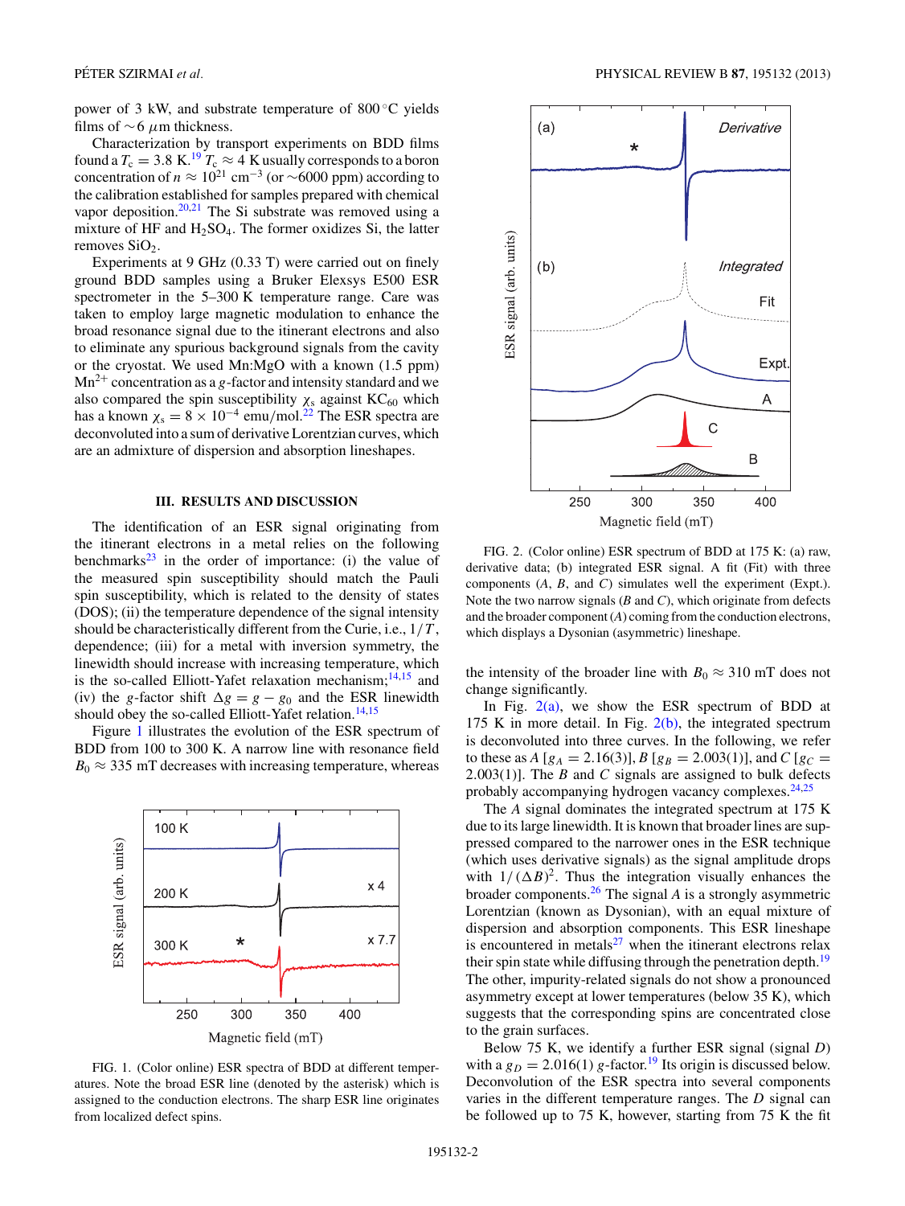power of 3 kW, and substrate temperature of 800 °C yields films of $\sim$6 $\mu$m thickness.

Characterization by transport experiments on BDD films found a $T_c = 3.8$ K.[19] $T_c \approx 4$ K usually corresponds to a boron concentration of $n \approx 10^{21}$ cm$^{-3}$ (or $\sim$6000 ppm) according to the calibration established for samples prepared with chemical vapor deposition.[20,21] The Si substrate was removed using a mixture of HF and $H_2SO_4$. The former oxidizes Si, the latter removes $SiO_2$.

Experiments at 9 GHz (0.33 T) were carried out on finely ground BDD samples using a Bruker Elexsys E500 ESR spectrometer in the 5–300 K temperature range. Care was taken to employ large magnetic modulation to enhance the broad resonance signal due to the itinerant electrons and also to eliminate any spurious background signals from the cavity or the cryostat. We used Mn:MgO with a known (1.5 ppm) $Mn^{2+}$ concentration as a $g$-factor and intensity standard and we also compared the spin susceptibility $\chi_s$ against $KC_{60}$ which has a known $\chi_s = 8 \times 10^{-4}$ emu/mol.[22] The ESR spectra are deconvoluted into a sum of derivative Lorentzian curves, which are an admixture of dispersion and absorption lineshapes.

## III. RESULTS AND DISCUSSION

The identification of an ESR signal originating from the itinerant electrons in a metal relies on the following benchmarks[23] in the order of importance: (i) the value of the measured spin susceptibility should match the Pauli spin susceptibility, which is related to the density of states (DOS); (ii) the temperature dependence of the signal intensity should be characteristically different from the Curie, i.e., $1/T$, dependence; (iii) for a metal with inversion symmetry, the linewidth should increase with increasing temperature, which is the so-called Elliott-Yafet relaxation mechanism;[14,15] and (iv) the $g$-factor shift $\Delta g = g - g_0$ and the ESR linewidth should obey the so-called Elliott-Yafet relation.[14,15]

Figure 1 illustrates the evolution of the ESR spectrum of BDD from 100 to 300 K. A narrow line with resonance field $B_0 \approx 335$ mT decreases with increasing temperature, whereas the intensity of the broader line with $B_0 \approx 310$ mT does not change significantly.

FIG. 1. (Color online) ESR spectra of BDD at different temperatures. Note the broad ESR line (denoted by the asterisk) which is assigned to the conduction electrons. The sharp ESR line originates from localized defect spins.

FIG. 2. (Color online) ESR spectrum of BDD at 175 K: (a) raw, derivative data; (b) integrated ESR signal. A fit (Fit) with three components ($A$, $B$, and $C$) simulates well the experiment (Expt.). Note the two narrow signals ($B$ and $C$), which originate from defects and the broader component ($A$) coming from the conduction electrons, which displays a Dysonian (asymmetric) lineshape.

In Fig. 2(a), we show the ESR spectrum of BDD at 175 K in more detail. In Fig. 2(b), the integrated spectrum is deconvoluted into three curves. In the following, we refer to these as $A$ [$g_A = 2.16(3)$], $B$ [$g_B = 2.003(1)$], and $C$ [$g_C = 2.003(1)$]. The $B$ and $C$ signals are assigned to bulk defects probably accompanying hydrogen vacancy complexes.[24,25]

The $A$ signal dominates the integrated spectrum at 175 K due to its large linewidth. It is known that broader lines are suppressed compared to the narrower ones in the ESR technique (which uses derivative signals) as the signal amplitude drops with $1/(\Delta B)^2$. Thus the integration visually enhances the broader components.[26] The signal $A$ is a strongly asymmetric Lorentzian (known as Dysonian), with an equal mixture of dispersion and absorption components. This ESR lineshape is encountered in metals[27] when the itinerant electrons relax their spin state while diffusing through the penetration depth.[19] The other, impurity-related signals do not show a pronounced asymmetry except at lower temperatures (below 35 K), which suggests that the corresponding spins are concentrated close to the grain surfaces.

Below 75 K, we identify a further ESR signal (signal $D$) with a $g_D = 2.016(1)$ $g$-factor.[19] Its origin is discussed below. Deconvolution of the ESR spectra into several components varies in the different temperature ranges. The $D$ signal can be followed up to 75 K, however, starting from 75 K the fit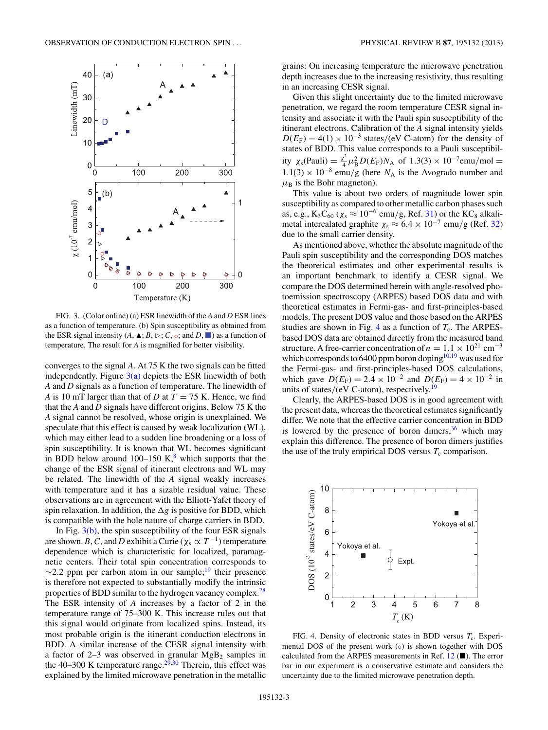FIG. 3. (Color online) (a) ESR linewidth of the $A$ and $D$ ESR lines as a function of temperature. (b) Spin susceptibility as obtained from the ESR signal intensity ($A$, ▲; $B$, ▷; $C$, ○; and $D$, ■) as a function of temperature. The result for $A$ is magnified for better visibility.

converges to the signal $A$. At 75 K the two signals can be fitted independently. Figure 3(a) depicts the ESR linewidth of both $A$ and $D$ signals as a function of temperature. The linewidth of $A$ is 10 mT larger than that of $D$ at $T = 75$ K. Hence, we find that the $A$ and $D$ signals have different origins. Below 75 K the $A$ signal cannot be resolved, whose origin is unexplained. We speculate that this effect is caused by weak localization (WL), which may either lead to a sudden line broadening or a loss of spin susceptibility. It is known that WL becomes significant in BDD below around 100–150 K,[8] which supports that the change of the ESR signal of itinerant electrons and WL may be related. The linewidth of the $A$ signal weakly increases with temperature and it has a sizable residual value. These observations are in agreement with the Elliott-Yafet theory of spin relaxation. In addition, the $\Delta g$ is positive for BDD, which is compatible with the hole nature of charge carriers in BDD.

In Fig. 3(b), the spin susceptibility of the four ESR signals are shown. $B$, $C$, and $D$ exhibit a Curie ($\chi_s \propto T^{-1}$) temperature dependence which is characteristic for localized, paramagnetic centers. Their total spin concentration corresponds to $\sim$2.2 ppm per carbon atom in our sample;[19] their presence is therefore not expected to substantially modify the intrinsic properties of BDD similar to the hydrogen vacancy complex.[28] The ESR intensity of $A$ increases by a factor of 2 in the temperature range of 75–300 K. This increase rules out that this signal would originate from localized spins. Instead, its most probable origin is the itinerant conduction electrons in BDD. A similar increase of the CESR signal intensity with a factor of 2–3 was observed in granular $MgB_2$ samples in the 40–300 K temperature range.[29,30] Therein, this effect was explained by the limited microwave penetration in the metallic grains: On increasing temperature the microwave penetration depth increases due to the increasing resistivity, thus resulting in an increasing CESR signal.

Given this slight uncertainty due to the limited microwave penetration, we regard the room temperature CESR signal intensity and associate it with the Pauli spin susceptibility of the itinerant electrons. Calibration of the $A$ signal intensity yields $D(E_F) = 4(1) \times 10^{-3}$ states/(eV C-atom) for the density of states of BDD. This value corresponds to a Pauli susceptibility $\chi_s(\text{Pauli}) = \frac{g^2}{4}\mu_B^2 D(E_F) N_A$ of $1.3(3) \times 10^{-7}$emu/mol $=$ $1.1(3) \times 10^{-8}$ emu/g (here $N_A$ is the Avogrado number and $\mu_B$ is the Bohr magneton).

This value is about two orders of magnitude lower spin susceptibility as compared to other metallic carbon phases such as, e.g., $K_3C_{60}$ ($\chi_s \approx 10^{-6}$ emu/g, Ref. 31) or the $KC_8$ alkali-metal intercalated graphite $\chi_s \approx 6.4 \times 10^{-7}$ emu/g (Ref. 32) due to the small carrier density.

As mentioned above, whether the absolute magnitude of the Pauli spin susceptibility and the corresponding DOS matches the theoretical estimates and other experimental results is an important benchmark to identify a CESR signal. We compare the DOS determined herein with angle-resolved photoemission spectroscopy (ARPES) based DOS data and with theoretical estimates in Fermi-gas- and first-principles-based models. The present DOS value and those based on the ARPES studies are shown in Fig. 4 as a function of $T_c$. The ARPES-based DOS data are obtained directly from the measured band structure. A free-carrier concentration of $n = 1.1 \times 10^{21}$ cm$^{-3}$ which corresponds to 6400 ppm boron doping[10,19] was used for the Fermi-gas- and first-principles-based DOS calculations, which gave $D(E_F) = 2.4 \times 10^{-2}$ and $D(E_F) = 4 \times 10^{-2}$ in units of states/(eV C-atom), respectively.[19]

Clearly, the ARPES-based DOS is in good agreement with the present data, whereas the theoretical estimates significantly differ. We note that the effective carrier concentration in BDD is lowered by the presence of boron dimers,[36] which may explain this difference. The presence of boron dimers justifies the use of the truly empirical DOS versus $T_c$ comparison.

FIG. 4. Density of electronic states in BDD versus $T_c$. Experimental DOS of the present work (○) is shown together with DOS calculated from the ARPES measurements in Ref. 12 (■). The error bar in our experiment is a conservative estimate and considers the uncertainty due to the limited microwave penetration depth.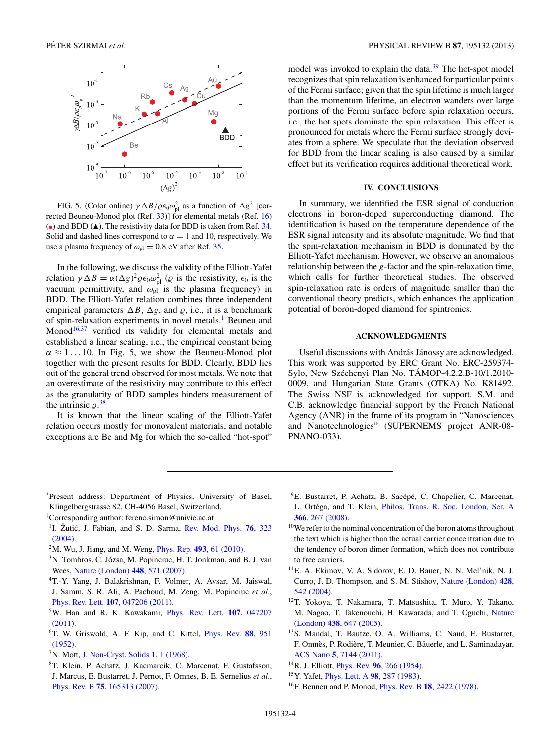$\gamma\Delta B/\varrho\varepsilon_0\omega_{pl}^2$

$10^{-1}$

$10^{-3}$

$10^{-5}$

$10^{-7}$

$10^{-9}$

$10^{-7}$ $10^{-6}$ $10^{-5}$ $10^{-4}$ $10^{-3}$ $10^{-2}$ $10^{-1}$

$(\Delta g)^2$

Cs Ag Au Rb Cu K Na Al Mg BDD Be

FIG. 5. (Color online) $\gamma\Delta B/\varrho\varepsilon_0\omega_{\mathrm{pl}}^2$ as a function of $\Delta g^2$ [corrected Beuneu-Monod plot (Ref. 33)] for elemental metals (Ref. 16) (●) and BDD (▲). The resistivity data for BDD is taken from Ref. 34. Solid and dashed lines correspond to $\alpha = 1$ and 10, respectively. We use a plasma frequency of $\omega_{\mathrm{pl}} = 0.8$ eV after Ref. 35.

In the following, we discuss the validity of the Elliott-Yafet relation $\gamma\Delta B = \alpha(\Delta g)^2\varrho\epsilon_0\omega_{\mathrm{pl}}^2$ ($\varrho$ is the resistivity, $\epsilon_0$ is the vacuum permittivity, and $\omega_{\mathrm{pl}}$ is the plasma frequency) in BDD. The Elliott-Yafet relation combines three independent empirical parameters $\Delta B$, $\Delta g$, and $\varrho$, i.e., it is a benchmark of spin-relaxation experiments in novel metals.[1] Beuneu and Monod[16,37] verified its validity for elemental metals and established a linear scaling, i.e., the empirical constant being $\alpha \approx 1\ldots10$. In Fig. 5, we show the Beuneu-Monod plot together with the present results for BDD. Clearly, BDD lies out of the general trend observed for most metals. We note that an overestimate of the resistivity may contribute to this effect as the granularity of BDD samples hinders measurement of the intrinsic $\varrho$.[38]

It is known that the linear scaling of the Elliott-Yafet relation occurs mostly for monovalent materials, and notable exceptions are Be and Mg for which the so-called "hot-spot" model was invoked to explain the data.[39] The hot-spot model recognizes that spin relaxation is enhanced for particular points of the Fermi surface; given that the spin lifetime is much larger than the momentum lifetime, an electron wanders over large portions of the Fermi surface before spin relaxation occurs, i.e., the hot spots dominate the spin relaxation. This effect is pronounced for metals where the Fermi surface strongly deviates from a sphere. We speculate that the deviation observed for BDD from the linear scaling is also caused by a similar effect but its verification requires additional theoretical work.

## IV. CONCLUSIONS

In summary, we identified the ESR signal of conduction electrons in boron-doped superconducting diamond. The identification is based on the temperature dependence of the ESR signal intensity and its absolute magnitude. We find that the spin-relaxation mechanism in BDD is dominated by the Elliott-Yafet mechanism. However, we observe an anomalous relationship between the $g$-factor and the spin-relaxation time, which calls for further theoretical studies. The observed spin-relaxation rate is orders of magnitude smaller than the conventional theory predicts, which enhances the application potential of boron-doped diamond for spintronics.

## ACKNOWLEDGMENTS

Useful discussions with András Jánossy are acknowledged. This work was supported by ERC Grant No. ERC-259374-Sylo, New Széchenyi Plan No. TÁMOP-4.2.2.B-10/1.2010-0009, and Hungarian State Grants (OTKA) No. K81492. The Swiss NSF is acknowledged for support. S.M. and C.B. acknowledge financial support by the French National Agency (ANR) in the frame of its program in "Nanosciences and Nanotechnologies" (SUPERNEMS project ANR-08-PNANO-033).

---

[*] Present address: Department of Physics, University of Basel, Klingelbergstrasse 82, CH-4056 Basel, Switzerland.

[†] Corresponding author: ferenc.simon@univie.ac.at

[1] I. Žutić, J. Fabian, and S. D. Sarma, Rev. Mod. Phys. **76**, 323 (2004).

[2] M. Wu, J. Jiang, and M. Weng, Phys. Rep. **493**, 61 (2010).

[3] N. Tombros, C. Józsa, M. Popinciuc, H. T. Jonkman, and B. J. van Wees, Nature (London) **448**, 571 (2007).

[4] T.-Y. Yang, J. Balakrishnan, F. Volmer, A. Avsar, M. Jaiswal, J. Samm, S. R. Ali, A. Pachoud, M. Zeng, M. Popinciuc *et al.*, Phys. Rev. Lett. **107**, 047206 (2011).

[5] W. Han and R. K. Kawakami, Phys. Rev. Lett. **107**, 047207 (2011).

[6] T. W. Griswold, A. F. Kip, and C. Kittel, Phys. Rev. **88**, 951 (1952).

[7] N. Mott, J. Non-Cryst. Solids **1**, 1 (1968).

[8] T. Klein, P. Achatz, J. Kacmarcik, C. Marcenat, F. Gustafsson, J. Marcus, E. Bustarret, J. Pernot, F. Omnes, B. E. Sernelius *et al.*, Phys. Rev. B **75**, 165313 (2007).

[9] E. Bustarret, P. Achatz, B. Sacépé, C. Chapelier, C. Marcenat, L. Ortéga, and T. Klein, Philos. Trans. R. Soc. London, Ser. A **366**, 267 (2008).

[10] We refer to the nominal concentration of the boron atoms throughout the text which is higher than the actual carrier concentration due to the tendency of boron dimer formation, which does not contribute to free carriers.

[11] E. A. Ekimov, V. A. Sidorov, E. D. Bauer, N. N. Mel'nik, N. J. Curro, J. D. Thompson, and S. M. Stishov, Nature (London) **428**, 542 (2004).

[12] T. Yokoya, T. Nakamura, T. Matsushita, T. Muro, Y. Takano, M. Nagao, T. Takenouchi, H. Kawarada, and T. Oguchi, Nature (London) **438**, 647 (2005).

[13] S. Mandal, T. Bautze, O. A. Williams, C. Naud, E. Bustarret, F. Omnès, P. Rodière, T. Meunier, C. Bäuerle, and L. Saminadayar, ACS Nano **5**, 7144 (2011).

[14] R. J. Elliott, Phys. Rev. **96**, 266 (1954).

[15] Y. Yafet, Phys. Lett. A **98**, 287 (1983).

[16] F. Beuneu and P. Monod, Phys. Rev. B **18**, 2422 (1978).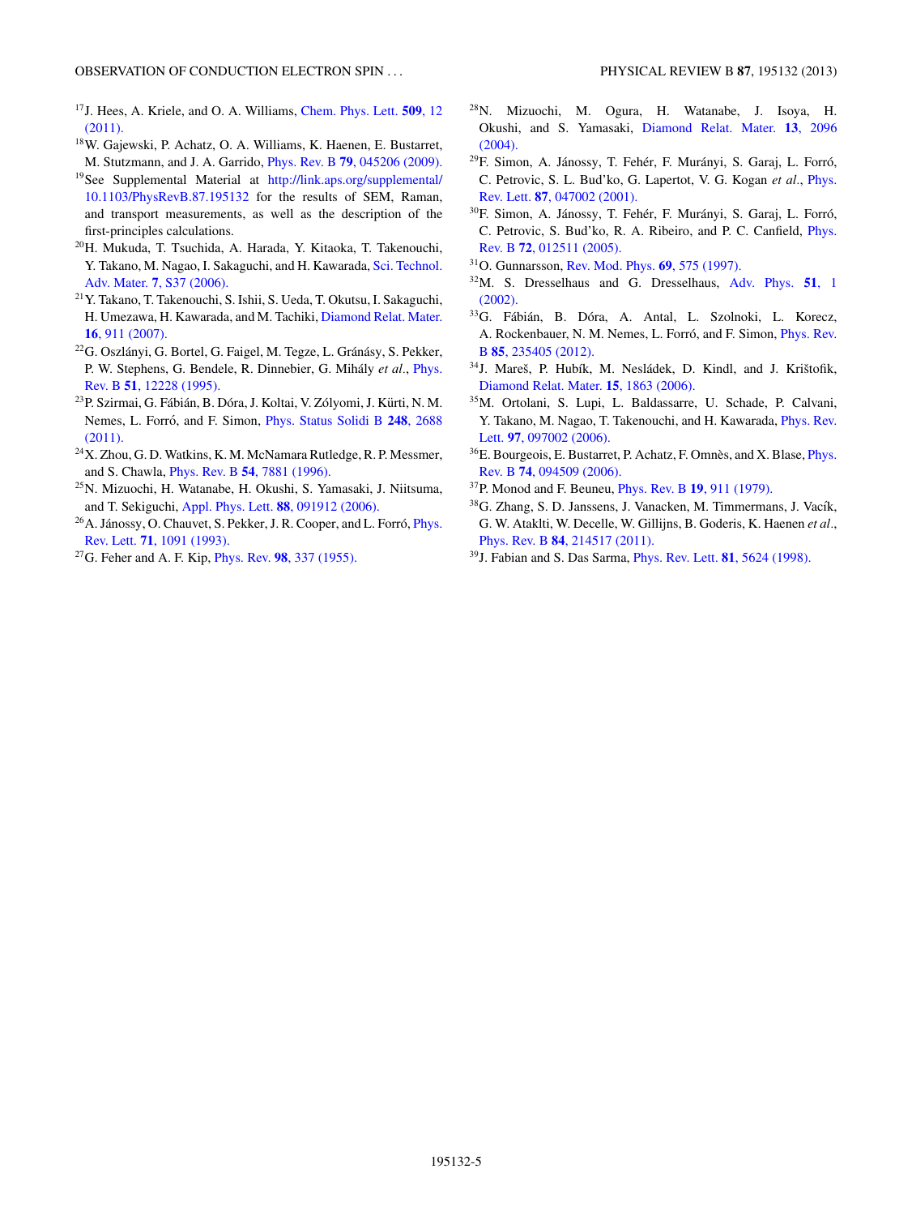[17] J. Hees, A. Kriele, and O. A. Williams, Chem. Phys. Lett. **509**, 12 (2011).

[18] W. Gajewski, P. Achatz, O. A. Williams, K. Haenen, E. Bustarret, M. Stutzmann, and J. A. Garrido, Phys. Rev. B **79**, 045206 (2009).

[19] See Supplemental Material at http://link.aps.org/supplemental/10.1103/PhysRevB.87.195132 for the results of SEM, Raman, and transport measurements, as well as the description of the first-principles calculations.

[20] H. Mukuda, T. Tsuchida, A. Harada, Y. Kitaoka, T. Takenouchi, Y. Takano, M. Nagao, I. Sakaguchi, and H. Kawarada, Sci. Technol. Adv. Mater. **7**, S37 (2006).

[21] Y. Takano, T. Takenouchi, S. Ishii, S. Ueda, T. Okutsu, I. Sakaguchi, H. Umezawa, H. Kawarada, and M. Tachiki, Diamond Relat. Mater. **16**, 911 (2007).

[22] G. Oszlányi, G. Bortel, G. Faigel, M. Tegze, L. Gránásy, S. Pekker, P. W. Stephens, G. Bendele, R. Dinnebier, G. Mihály *et al.*, Phys. Rev. B **51**, 12228 (1995).

[23] P. Szirmai, G. Fábián, B. Dóra, J. Koltai, V. Zólyomi, J. Kürti, N. M. Nemes, L. Forró, and F. Simon, Phys. Status Solidi B **248**, 2688 (2011).

[24] X. Zhou, G. D. Watkins, K. M. McNamara Rutledge, R. P. Messmer, and S. Chawla, Phys. Rev. B **54**, 7881 (1996).

[25] N. Mizuochi, H. Watanabe, H. Okushi, S. Yamasaki, J. Niitsuma, and T. Sekiguchi, Appl. Phys. Lett. **88**, 091912 (2006).

[26] A. Jánossy, O. Chauvet, S. Pekker, J. R. Cooper, and L. Forró, Phys. Rev. Lett. **71**, 1091 (1993).

[27] G. Feher and A. F. Kip, Phys. Rev. **98**, 337 (1955).

[28] N. Mizuochi, M. Ogura, H. Watanabe, J. Isoya, H. Okushi, and S. Yamasaki, Diamond Relat. Mater. **13**, 2096 (2004).

[29] F. Simon, A. Jánossy, T. Fehér, F. Murányi, S. Garaj, L. Forró, C. Petrovic, S. L. Bud'ko, G. Lapertot, V. G. Kogan *et al.*, Phys. Rev. Lett. **87**, 047002 (2001).

[30] F. Simon, A. Jánossy, T. Fehér, F. Murányi, S. Garaj, L. Forró, C. Petrovic, S. Bud'ko, R. A. Ribeiro, and P. C. Canfield, Phys. Rev. B **72**, 012511 (2005).

[31] O. Gunnarsson, Rev. Mod. Phys. **69**, 575 (1997).

[32] M. S. Dresselhaus and G. Dresselhaus, Adv. Phys. **51**, 1 (2002).

[33] G. Fábián, B. Dóra, A. Antal, L. Szolnoki, L. Korecz, A. Rockenbauer, N. M. Nemes, L. Forró, and F. Simon, Phys. Rev. B **85**, 235405 (2012).

[34] J. Mareš, P. Hubík, M. Nesládek, D. Kindl, and J. Krištofik, Diamond Relat. Mater. **15**, 1863 (2006).

[35] M. Ortolani, S. Lupi, L. Baldassarre, U. Schade, P. Calvani, Y. Takano, M. Nagao, T. Takenouchi, and H. Kawarada, Phys. Rev. Lett. **97**, 097002 (2006).

[36] E. Bourgeois, E. Bustarret, P. Achatz, F. Omnès, and X. Blase, Phys. Rev. B **74**, 094509 (2006).

[37] P. Monod and F. Beuneu, Phys. Rev. B **19**, 911 (1979).

[38] G. Zhang, S. D. Janssens, J. Vanacken, M. Timmermans, J. Vacík, G. W. Ataklti, W. Decelle, W. Gillijns, B. Goderis, K. Haenen *et al.*, Phys. Rev. B **84**, 214517 (2011).

[39] J. Fabian and S. Das Sarma, Phys. Rev. Lett. **81**, 5624 (1998).